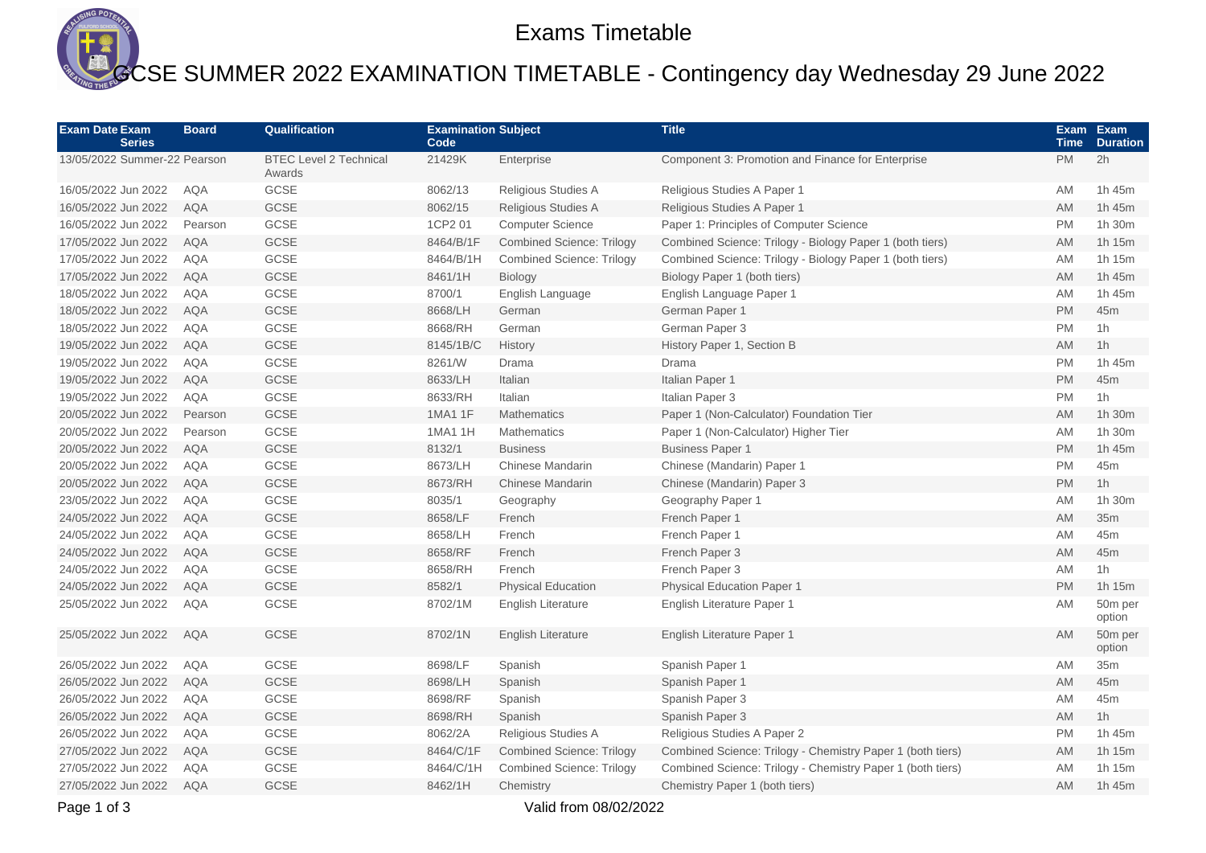# Exams Timetable

## GCSE SUMMER 2022 EXAMINATION TIMETABLE - Contingency day Wednesday 29 June 2022

| Exam Date | Exam Series | Board | Qualification | Examination Code | Subject | Title | Exam Time | Exam Duration |
|---|---|---|---|---|---|---|---|---|
| 13/05/2022 | Summer-22 | Pearson | BTEC Level 2 Technical Awards | 21429K | Enterprise | Component 3: Promotion and Finance for Enterprise | PM | 2h |
| 16/05/2022 | Jun 2022 | AQA | GCSE | 8062/13 | Religious Studies A | Religious Studies A Paper 1 | AM | 1h 45m |
| 16/05/2022 | Jun 2022 | AQA | GCSE | 8062/15 | Religious Studies A | Religious Studies A Paper 1 | AM | 1h 45m |
| 16/05/2022 | Jun 2022 | Pearson | GCSE | 1CP2 01 | Computer Science | Paper 1: Principles of Computer Science | PM | 1h 30m |
| 17/05/2022 | Jun 2022 | AQA | GCSE | 8464/B/1F | Combined Science: Trilogy | Combined Science: Trilogy - Biology Paper 1 (both tiers) | AM | 1h 15m |
| 17/05/2022 | Jun 2022 | AQA | GCSE | 8464/B/1H | Combined Science: Trilogy | Combined Science: Trilogy - Biology Paper 1 (both tiers) | AM | 1h 15m |
| 17/05/2022 | Jun 2022 | AQA | GCSE | 8461/1H | Biology | Biology Paper 1 (both tiers) | AM | 1h 45m |
| 18/05/2022 | Jun 2022 | AQA | GCSE | 8700/1 | English Language | English Language Paper 1 | AM | 1h 45m |
| 18/05/2022 | Jun 2022 | AQA | GCSE | 8668/LH | German | German Paper 1 | PM | 45m |
| 18/05/2022 | Jun 2022 | AQA | GCSE | 8668/RH | German | German Paper 3 | PM | 1h |
| 19/05/2022 | Jun 2022 | AQA | GCSE | 8145/1B/C | History | History Paper 1, Section B | AM | 1h |
| 19/05/2022 | Jun 2022 | AQA | GCSE | 8261/W | Drama | Drama | PM | 1h 45m |
| 19/05/2022 | Jun 2022 | AQA | GCSE | 8633/LH | Italian | Italian Paper 1 | PM | 45m |
| 19/05/2022 | Jun 2022 | AQA | GCSE | 8633/RH | Italian | Italian Paper 3 | PM | 1h |
| 20/05/2022 | Jun 2022 | Pearson | GCSE | 1MA1 1F | Mathematics | Paper 1 (Non-Calculator) Foundation Tier | AM | 1h 30m |
| 20/05/2022 | Jun 2022 | Pearson | GCSE | 1MA1 1H | Mathematics | Paper 1 (Non-Calculator) Higher Tier | AM | 1h 30m |
| 20/05/2022 | Jun 2022 | AQA | GCSE | 8132/1 | Business | Business Paper 1 | PM | 1h 45m |
| 20/05/2022 | Jun 2022 | AQA | GCSE | 8673/LH | Chinese Mandarin | Chinese (Mandarin) Paper 1 | PM | 45m |
| 20/05/2022 | Jun 2022 | AQA | GCSE | 8673/RH | Chinese Mandarin | Chinese (Mandarin) Paper 3 | PM | 1h |
| 23/05/2022 | Jun 2022 | AQA | GCSE | 8035/1 | Geography | Geography Paper 1 | AM | 1h 30m |
| 24/05/2022 | Jun 2022 | AQA | GCSE | 8658/LF | French | French Paper 1 | AM | 35m |
| 24/05/2022 | Jun 2022 | AQA | GCSE | 8658/LH | French | French Paper 1 | AM | 45m |
| 24/05/2022 | Jun 2022 | AQA | GCSE | 8658/RF | French | French Paper 3 | AM | 45m |
| 24/05/2022 | Jun 2022 | AQA | GCSE | 8658/RH | French | French Paper 3 | AM | 1h |
| 24/05/2022 | Jun 2022 | AQA | GCSE | 8582/1 | Physical Education | Physical Education Paper 1 | PM | 1h 15m |
| 25/05/2022 | Jun 2022 | AQA | GCSE | 8702/1M | English Literature | English Literature Paper 1 | AM | 50m per option |
| 25/05/2022 | Jun 2022 | AQA | GCSE | 8702/1N | English Literature | English Literature Paper 1 | AM | 50m per option |
| 26/05/2022 | Jun 2022 | AQA | GCSE | 8698/LF | Spanish | Spanish Paper 1 | AM | 35m |
| 26/05/2022 | Jun 2022 | AQA | GCSE | 8698/LH | Spanish | Spanish Paper 1 | AM | 45m |
| 26/05/2022 | Jun 2022 | AQA | GCSE | 8698/RF | Spanish | Spanish Paper 3 | AM | 45m |
| 26/05/2022 | Jun 2022 | AQA | GCSE | 8698/RH | Spanish | Spanish Paper 3 | AM | 1h |
| 26/05/2022 | Jun 2022 | AQA | GCSE | 8062/2A | Religious Studies A | Religious Studies A Paper 2 | PM | 1h 45m |
| 27/05/2022 | Jun 2022 | AQA | GCSE | 8464/C/1F | Combined Science: Trilogy | Combined Science: Trilogy - Chemistry Paper 1 (both tiers) | AM | 1h 15m |
| 27/05/2022 | Jun 2022 | AQA | GCSE | 8464/C/1H | Combined Science: Trilogy | Combined Science: Trilogy - Chemistry Paper 1 (both tiers) | AM | 1h 15m |
| 27/05/2022 | Jun 2022 | AQA | GCSE | 8462/1H | Chemistry | Chemistry Paper 1 (both tiers) | AM | 1h 45m |

Valid from 08/02/2022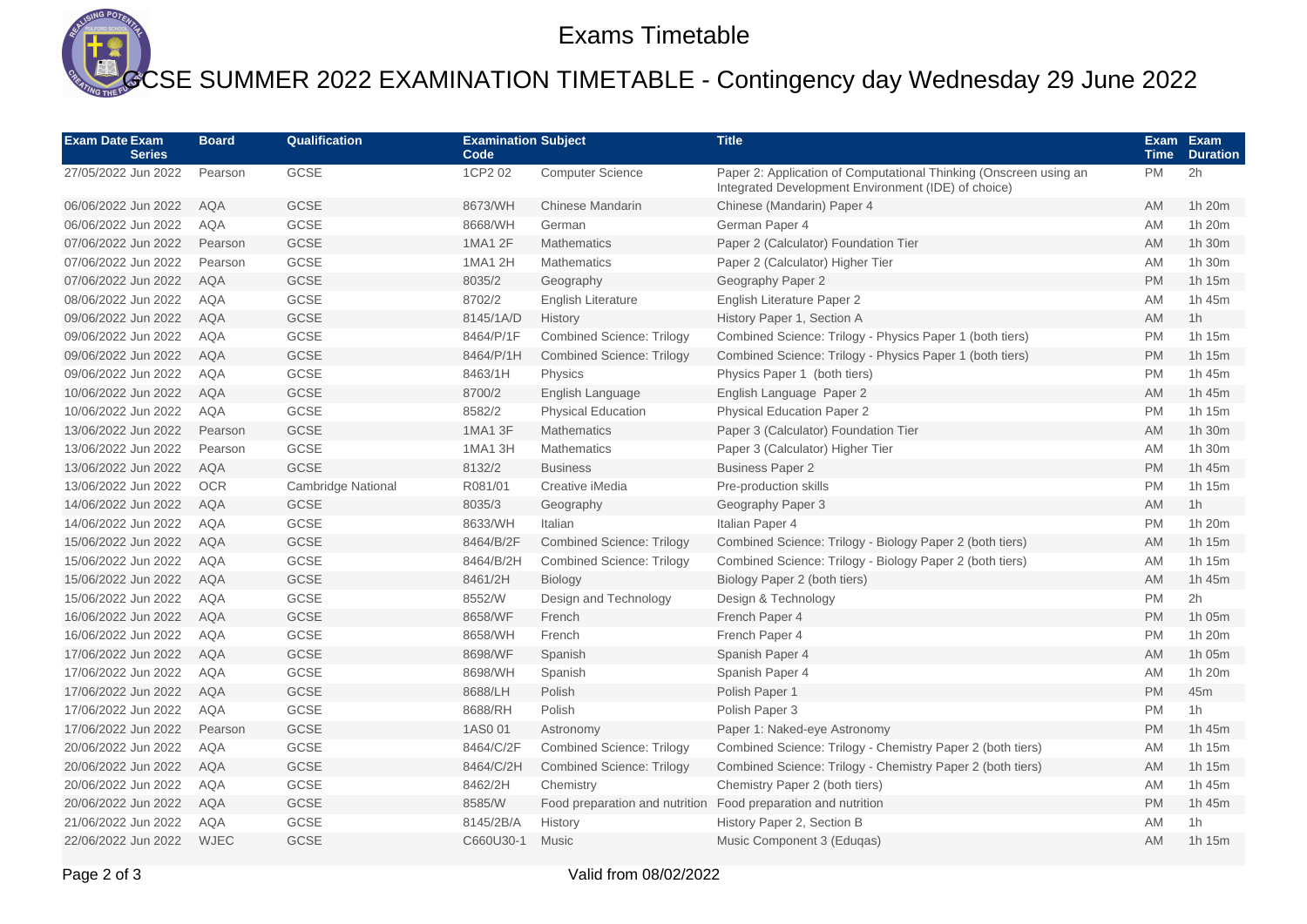# Exams Timetable

## GCSE SUMMER 2022 EXAMINATION TIMETABLE - Contingency day Wednesday 29 June 2022

| Exam Date | Exam Series | Board | Qualification | Examination Code | Subject | Title | Exam Time | Exam Duration |
|---|---|---|---|---|---|---|---|---|
| 27/05/2022 | Jun 2022 | Pearson | GCSE | 1CP2 02 | Computer Science | Paper 2: Application of Computational Thinking (Onscreen using an Integrated Development Environment (IDE) of choice) | PM | 2h |
| 06/06/2022 | Jun 2022 | AQA | GCSE | 8673/WH | Chinese Mandarin | Chinese (Mandarin) Paper 4 | AM | 1h 20m |
| 06/06/2022 | Jun 2022 | AQA | GCSE | 8668/WH | German | German Paper 4 | AM | 1h 20m |
| 07/06/2022 | Jun 2022 | Pearson | GCSE | 1MA1 2F | Mathematics | Paper 2 (Calculator) Foundation Tier | AM | 1h 30m |
| 07/06/2022 | Jun 2022 | Pearson | GCSE | 1MA1 2H | Mathematics | Paper 2 (Calculator) Higher Tier | AM | 1h 30m |
| 07/06/2022 | Jun 2022 | AQA | GCSE | 8035/2 | Geography | Geography Paper 2 | PM | 1h 15m |
| 08/06/2022 | Jun 2022 | AQA | GCSE | 8702/2 | English Literature | English Literature Paper 2 | AM | 1h 45m |
| 09/06/2022 | Jun 2022 | AQA | GCSE | 8145/1A/D | History | History Paper 1, Section A | AM | 1h |
| 09/06/2022 | Jun 2022 | AQA | GCSE | 8464/P/1F | Combined Science: Trilogy | Combined Science: Trilogy - Physics Paper 1 (both tiers) | PM | 1h 15m |
| 09/06/2022 | Jun 2022 | AQA | GCSE | 8464/P/1H | Combined Science: Trilogy | Combined Science: Trilogy - Physics Paper 1 (both tiers) | PM | 1h 15m |
| 09/06/2022 | Jun 2022 | AQA | GCSE | 8463/1H | Physics | Physics Paper 1 (both tiers) | PM | 1h 45m |
| 10/06/2022 | Jun 2022 | AQA | GCSE | 8700/2 | English Language | English Language Paper 2 | AM | 1h 45m |
| 10/06/2022 | Jun 2022 | AQA | GCSE | 8582/2 | Physical Education | Physical Education Paper 2 | PM | 1h 15m |
| 13/06/2022 | Jun 2022 | Pearson | GCSE | 1MA1 3F | Mathematics | Paper 3 (Calculator) Foundation Tier | AM | 1h 30m |
| 13/06/2022 | Jun 2022 | Pearson | GCSE | 1MA1 3H | Mathematics | Paper 3 (Calculator) Higher Tier | AM | 1h 30m |
| 13/06/2022 | Jun 2022 | AQA | GCSE | 8132/2 | Business | Business Paper 2 | PM | 1h 45m |
| 13/06/2022 | Jun 2022 | OCR | Cambridge National | R081/01 | Creative iMedia | Pre-production skills | PM | 1h 15m |
| 14/06/2022 | Jun 2022 | AQA | GCSE | 8035/3 | Geography | Geography Paper 3 | AM | 1h |
| 14/06/2022 | Jun 2022 | AQA | GCSE | 8633/WH | Italian | Italian Paper 4 | PM | 1h 20m |
| 15/06/2022 | Jun 2022 | AQA | GCSE | 8464/B/2F | Combined Science: Trilogy | Combined Science: Trilogy - Biology Paper 2 (both tiers) | AM | 1h 15m |
| 15/06/2022 | Jun 2022 | AQA | GCSE | 8464/B/2H | Combined Science: Trilogy | Combined Science: Trilogy - Biology Paper 2 (both tiers) | AM | 1h 15m |
| 15/06/2022 | Jun 2022 | AQA | GCSE | 8461/2H | Biology | Biology Paper 2 (both tiers) | AM | 1h 45m |
| 15/06/2022 | Jun 2022 | AQA | GCSE | 8552/W | Design and Technology | Design & Technology | PM | 2h |
| 16/06/2022 | Jun 2022 | AQA | GCSE | 8658/WF | French | French Paper 4 | PM | 1h 05m |
| 16/06/2022 | Jun 2022 | AQA | GCSE | 8658/WH | French | French Paper 4 | PM | 1h 20m |
| 17/06/2022 | Jun 2022 | AQA | GCSE | 8698/WF | Spanish | Spanish Paper 4 | AM | 1h 05m |
| 17/06/2022 | Jun 2022 | AQA | GCSE | 8698/WH | Spanish | Spanish Paper 4 | AM | 1h 20m |
| 17/06/2022 | Jun 2022 | AQA | GCSE | 8688/LH | Polish | Polish Paper 1 | PM | 45m |
| 17/06/2022 | Jun 2022 | AQA | GCSE | 8688/RH | Polish | Polish Paper 3 | PM | 1h |
| 17/06/2022 | Jun 2022 | Pearson | GCSE | 1AS0 01 | Astronomy | Paper 1: Naked-eye Astronomy | PM | 1h 45m |
| 20/06/2022 | Jun 2022 | AQA | GCSE | 8464/C/2F | Combined Science: Trilogy | Combined Science: Trilogy - Chemistry Paper 2 (both tiers) | AM | 1h 15m |
| 20/06/2022 | Jun 2022 | AQA | GCSE | 8464/C/2H | Combined Science: Trilogy | Combined Science: Trilogy - Chemistry Paper 2 (both tiers) | AM | 1h 15m |
| 20/06/2022 | Jun 2022 | AQA | GCSE | 8462/2H | Chemistry | Chemistry Paper 2 (both tiers) | AM | 1h 45m |
| 20/06/2022 | Jun 2022 | AQA | GCSE | 8585/W | Food preparation and nutrition | Food preparation and nutrition | PM | 1h 45m |
| 21/06/2022 | Jun 2022 | AQA | GCSE | 8145/2B/A | History | History Paper 2, Section B | AM | 1h |
| 22/06/2022 | Jun 2022 | WJEC | GCSE | C660U30-1 | Music | Music Component 3 (Eduqas) | AM | 1h 15m |

Valid from 08/02/2022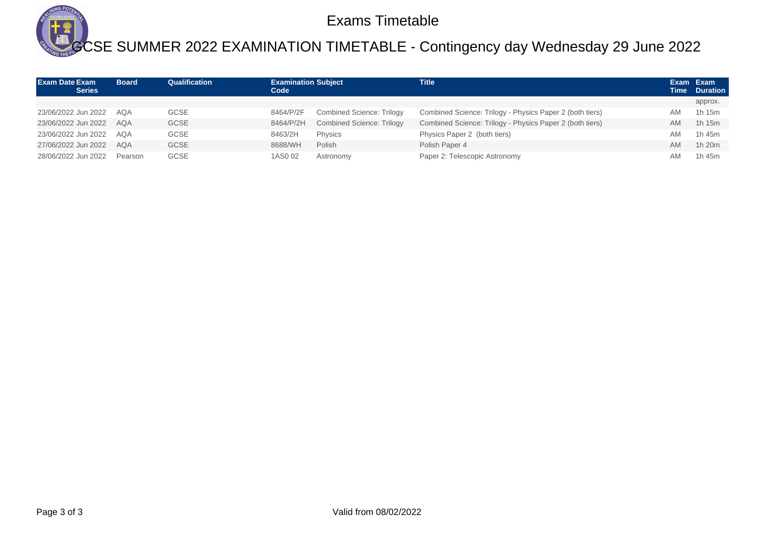# Exams Timetable

## GCSE SUMMER 2022 EXAMINATION TIMETABLE - Contingency day Wednesday 29 June 2022

| Exam Date | Exam Series | Board | Qualification | Examination Code | Subject | Title | Exam Time | Exam Duration |
|---|---|---|---|---|---|---|---|---|
| | | | | | | | | approx. |
| 23/06/2022 | Jun 2022 | AQA | GCSE | 8464/P/2F | Combined Science: Trilogy | Combined Science: Trilogy - Physics Paper 2 (both tiers) | AM | 1h 15m |
| 23/06/2022 | Jun 2022 | AQA | GCSE | 8464/P/2H | Combined Science: Trilogy | Combined Science: Trilogy - Physics Paper 2 (both tiers) | AM | 1h 15m |
| 23/06/2022 | Jun 2022 | AQA | GCSE | 8463/2H | Physics | Physics Paper 2 (both tiers) | AM | 1h 45m |
| 27/06/2022 | Jun 2022 | AQA | GCSE | 8688/WH | Polish | Polish Paper 4 | AM | 1h 20m |
| 28/06/2022 | Jun 2022 | Pearson | GCSE | 1AS0 02 | Astronomy | Paper 2: Telescopic Astronomy | AM | 1h 45m |

Valid from 08/02/2022